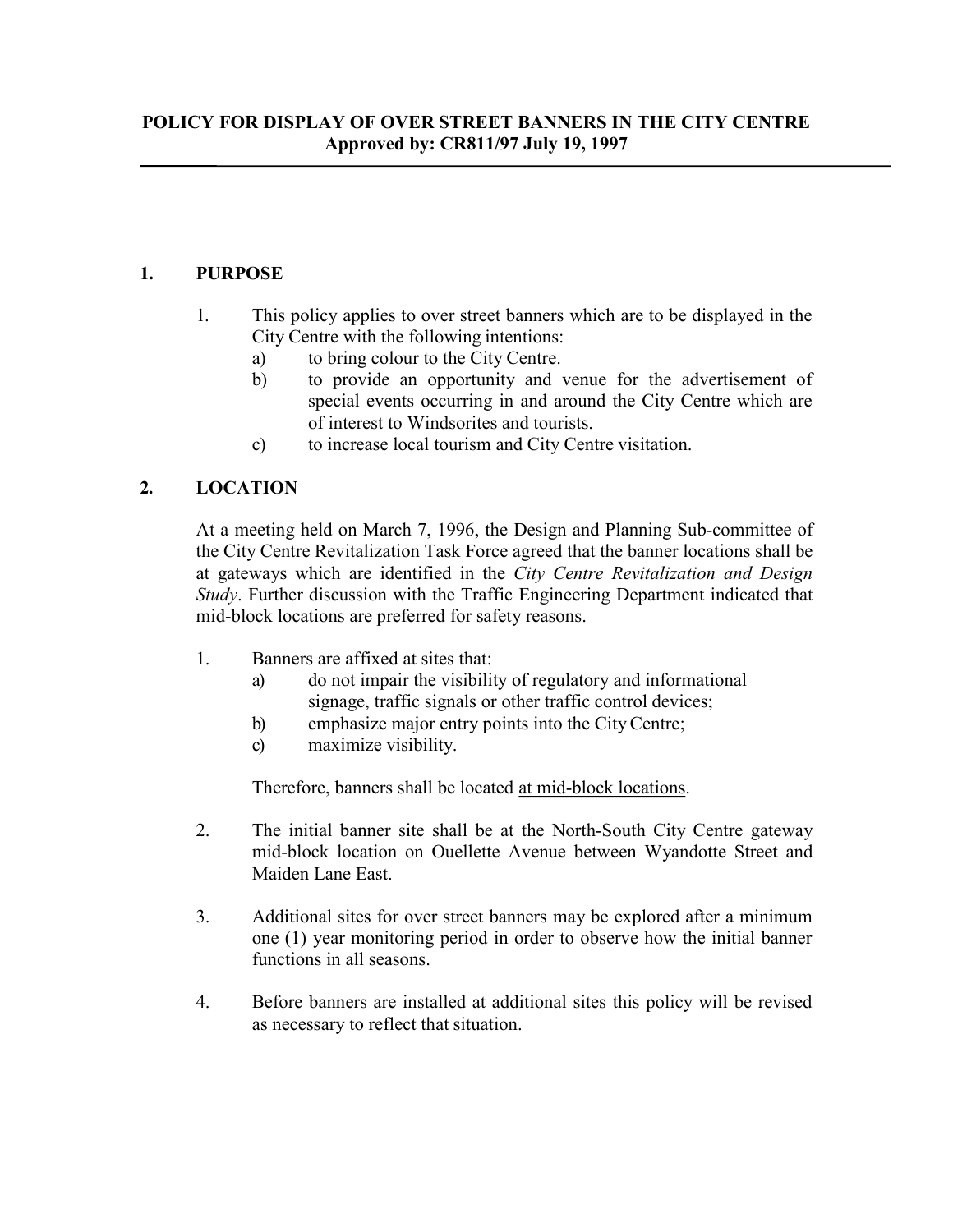# POLICY FOR DISPLAY OF OVER STREET BANNERS IN THE CITY CENTRE
**Approved by: CR811/97 July 19, 1997**

---

## 1. PURPOSE

1. This policy applies to over street banners which are to be displayed in the City Centre with the following intentions:
   a) to bring colour to the City Centre.
   b) to provide an opportunity and venue for the advertisement of special events occurring in and around the City Centre which are of interest to Windsorites and tourists.
   c) to increase local tourism and City Centre visitation.

## 2. LOCATION

At a meeting held on March 7, 1996, the Design and Planning Sub-committee of the City Centre Revitalization Task Force agreed that the banner locations shall be at gateways which are identified in the *City Centre Revitalization and Design Study*. Further discussion with the Traffic Engineering Department indicated that mid-block locations are preferred for safety reasons.

1. Banners are affixed at sites that:
   a) do not impair the visibility of regulatory and informational signage, traffic signals or other traffic control devices;
   b) emphasize major entry points into the City Centre;
   c) maximize visibility.

   Therefore, banners shall be located <u>at mid-block locations</u>.

2. The initial banner site shall be at the North-South City Centre gateway mid-block location on Ouellette Avenue between Wyandotte Street and Maiden Lane East.

3. Additional sites for over street banners may be explored after a minimum one (1) year monitoring period in order to observe how the initial banner functions in all seasons.

4. Before banners are installed at additional sites this policy will be revised as necessary to reflect that situation.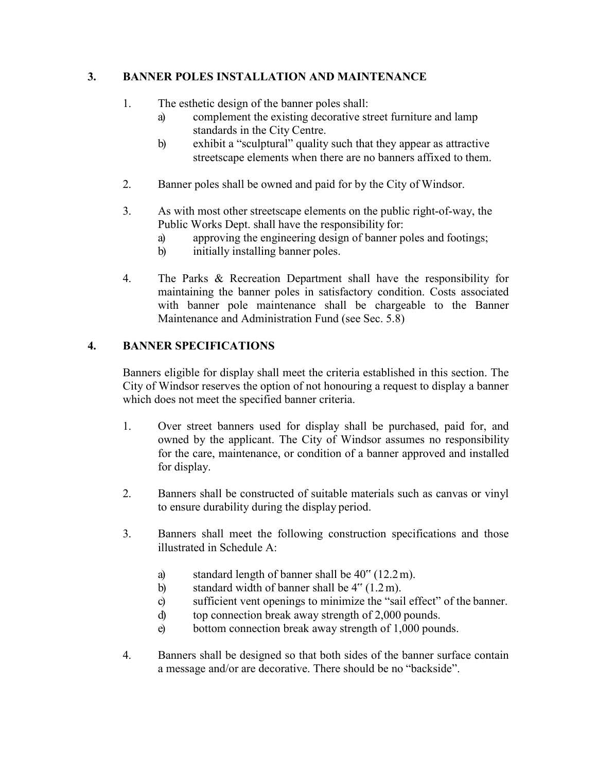## 3. BANNER POLES INSTALLATION AND MAINTENANCE

1. The esthetic design of the banner poles shall:
   a) complement the existing decorative street furniture and lamp standards in the City Centre.
   b) exhibit a "sculptural" quality such that they appear as attractive streetscape elements when there are no banners affixed to them.

2. Banner poles shall be owned and paid for by the City of Windsor.

3. As with most other streetscape elements on the public right-of-way, the Public Works Dept. shall have the responsibility for:
   a) approving the engineering design of banner poles and footings;
   b) initially installing banner poles.

4. The Parks & Recreation Department shall have the responsibility for maintaining the banner poles in satisfactory condition. Costs associated with banner pole maintenance shall be chargeable to the Banner Maintenance and Administration Fund (see Sec. 5.8)

## 4. BANNER SPECIFICATIONS

Banners eligible for display shall meet the criteria established in this section. The City of Windsor reserves the option of not honouring a request to display a banner which does not meet the specified banner criteria.

1. Over street banners used for display shall be purchased, paid for, and owned by the applicant. The City of Windsor assumes no responsibility for the care, maintenance, or condition of a banner approved and installed for display.

2. Banners shall be constructed of suitable materials such as canvas or vinyl to ensure durability during the display period.

3. Banners shall meet the following construction specifications and those illustrated in Schedule A:

   a) standard length of banner shall be 40" (12.2 m).
   b) standard width of banner shall be 4" (1.2 m).
   c) sufficient vent openings to minimize the "sail effect" of the banner.
   d) top connection break away strength of 2,000 pounds.
   e) bottom connection break away strength of 1,000 pounds.

4. Banners shall be designed so that both sides of the banner surface contain a message and/or are decorative. There should be no "backside".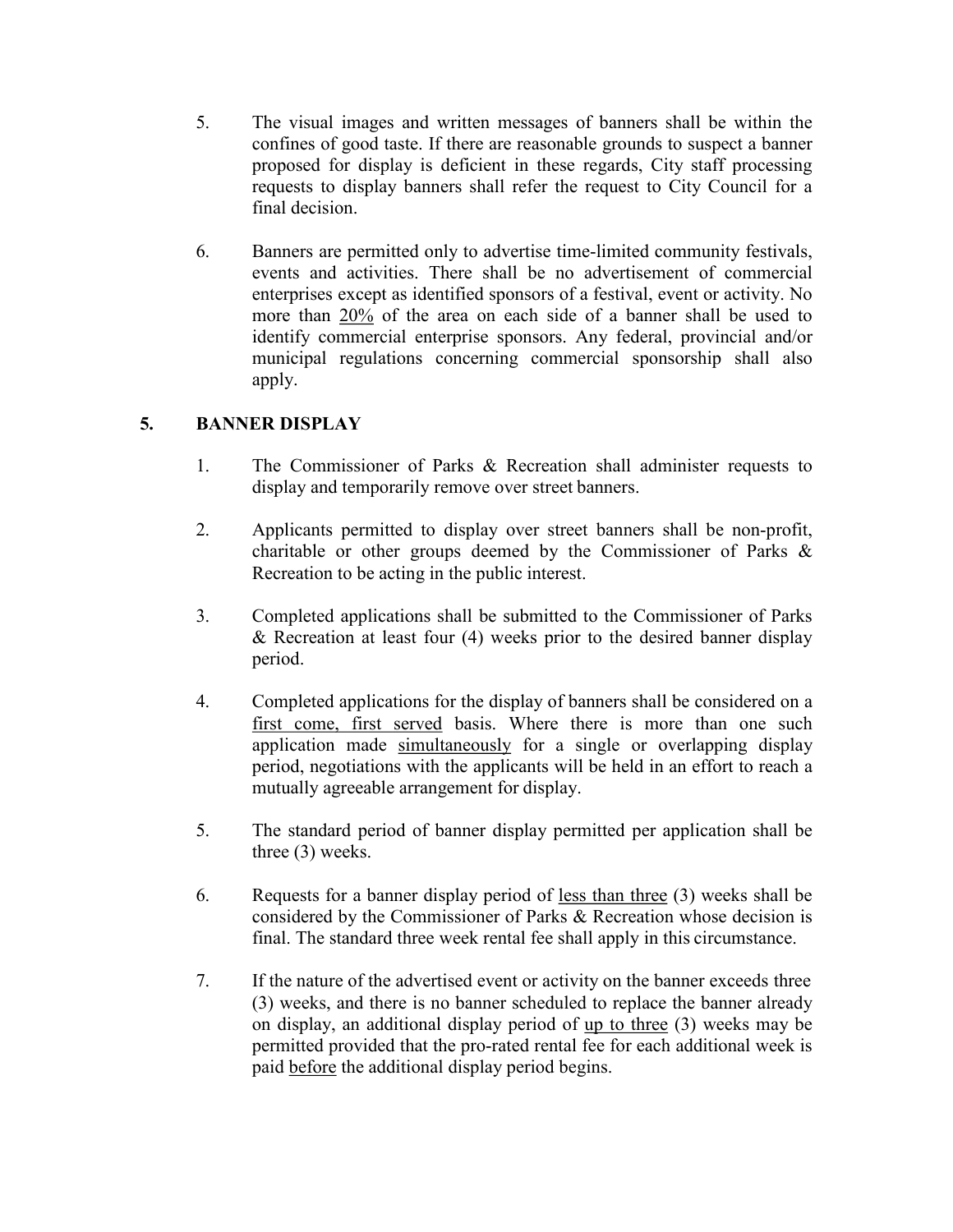5. The visual images and written messages of banners shall be within the confines of good taste. If there are reasonable grounds to suspect a banner proposed for display is deficient in these regards, City staff processing requests to display banners shall refer the request to City Council for a final decision.

6. Banners are permitted only to advertise time-limited community festivals, events and activities. There shall be no advertisement of commercial enterprises except as identified sponsors of a festival, event or activity. No more than <u>20%</u> of the area on each side of a banner shall be used to identify commercial enterprise sponsors. Any federal, provincial and/or municipal regulations concerning commercial sponsorship shall also apply.

## 5. BANNER DISPLAY

1. The Commissioner of Parks & Recreation shall administer requests to display and temporarily remove over street banners.

2. Applicants permitted to display over street banners shall be non-profit, charitable or other groups deemed by the Commissioner of Parks & Recreation to be acting in the public interest.

3. Completed applications shall be submitted to the Commissioner of Parks & Recreation at least four (4) weeks prior to the desired banner display period.

4. Completed applications for the display of banners shall be considered on a <u>first come, first served</u> basis. Where there is more than one such application made <u>simultaneously</u> for a single or overlapping display period, negotiations with the applicants will be held in an effort to reach a mutually agreeable arrangement for display.

5. The standard period of banner display permitted per application shall be three (3) weeks.

6. Requests for a banner display period of <u>less than three</u> (3) weeks shall be considered by the Commissioner of Parks & Recreation whose decision is final. The standard three week rental fee shall apply in this circumstance.

7. If the nature of the advertised event or activity on the banner exceeds three (3) weeks, and there is no banner scheduled to replace the banner already on display, an additional display period of <u>up to three</u> (3) weeks may be permitted provided that the pro-rated rental fee for each additional week is paid <u>before</u> the additional display period begins.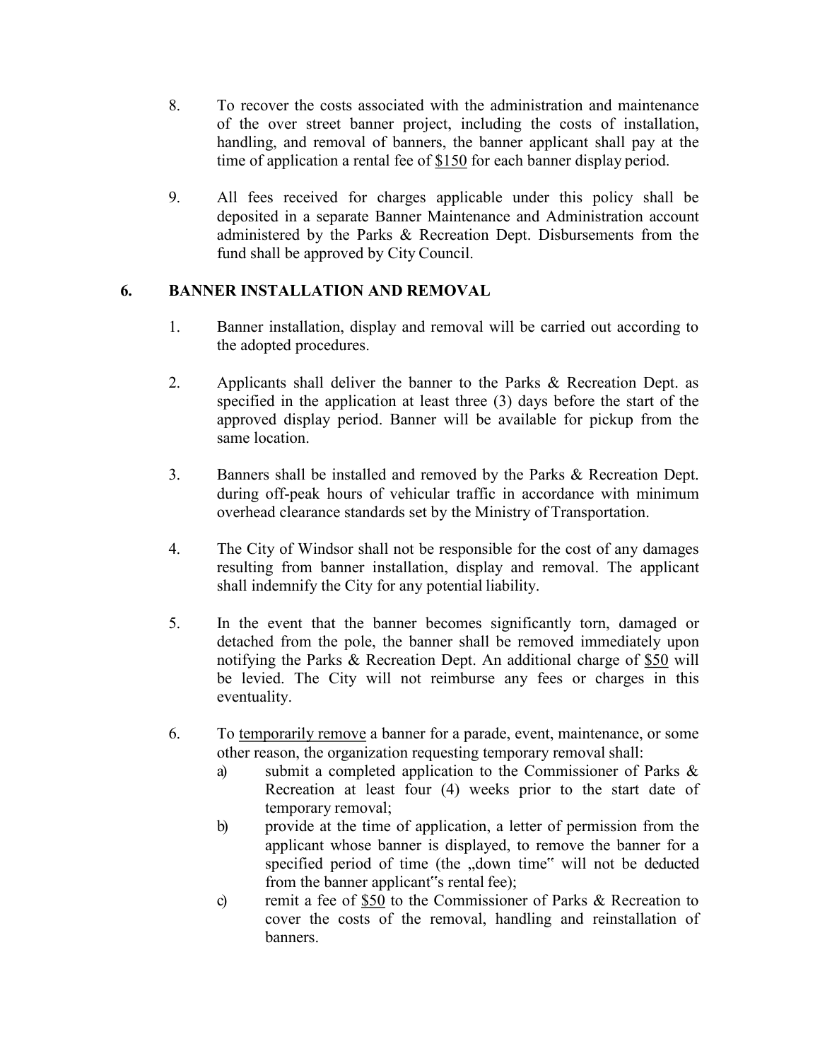8. To recover the costs associated with the administration and maintenance of the over street banner project, including the costs of installation, handling, and removal of banners, the banner applicant shall pay at the time of application a rental fee of <u>$150</u> for each banner display period.

9. All fees received for charges applicable under this policy shall be deposited in a separate Banner Maintenance and Administration account administered by the Parks & Recreation Dept. Disbursements from the fund shall be approved by City Council.

## 6. BANNER INSTALLATION AND REMOVAL

1. Banner installation, display and removal will be carried out according to the adopted procedures.

2. Applicants shall deliver the banner to the Parks & Recreation Dept. as specified in the application at least three (3) days before the start of the approved display period. Banner will be available for pickup from the same location.

3. Banners shall be installed and removed by the Parks & Recreation Dept. during off-peak hours of vehicular traffic in accordance with minimum overhead clearance standards set by the Ministry of Transportation.

4. The City of Windsor shall not be responsible for the cost of any damages resulting from banner installation, display and removal. The applicant shall indemnify the City for any potential liability.

5. In the event that the banner becomes significantly torn, damaged or detached from the pole, the banner shall be removed immediately upon notifying the Parks & Recreation Dept. An additional charge of <u>$50</u> will be levied. The City will not reimburse any fees or charges in this eventuality.

6. To <u>temporarily remove</u> a banner for a parade, event, maintenance, or some other reason, the organization requesting temporary removal shall:
   a) submit a completed application to the Commissioner of Parks & Recreation at least four (4) weeks prior to the start date of temporary removal;
   b) provide at the time of application, a letter of permission from the applicant whose banner is displayed, to remove the banner for a specified period of time (the „down time" will not be deducted from the banner applicant"s rental fee);
   c) remit a fee of <u>$50</u> to the Commissioner of Parks & Recreation to cover the costs of the removal, handling and reinstallation of banners.